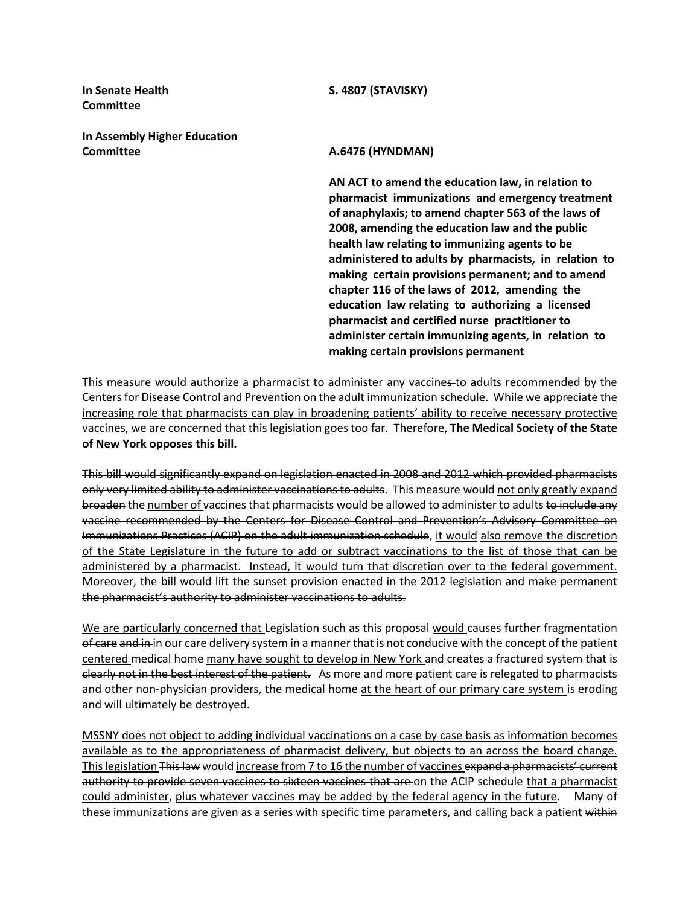**In Senate Health Committee** — **S. 4807 (STAVISKY)**

**In Assembly Higher Education Committee** — **A.6476 (HYNDMAN)**

**AN ACT to amend the education law, in relation to pharmacist immunizations and emergency treatment of anaphylaxis; to amend chapter 563 of the laws of 2008, amending the education law and the public health law relating to immunizing agents to be administered to adults by pharmacists, in relation to making certain provisions permanent; and to amend chapter 116 of the laws of 2012, amending the education law relating to authorizing a licensed pharmacist and certified nurse practitioner to administer certain immunizing agents, in relation to making certain provisions permanent**

This measure would authorize a pharmacist to administer <u>any</u> vaccine~~s~~ to adults recommended by the Centers for Disease Control and Prevention on the adult immunization schedule. <u>While we appreciate the increasing role that pharmacists can play in broadening patients' ability to receive necessary protective vaccines, we are concerned that this legislation goes too far. Therefore,</u> **The Medical Society of the State of New York opposes this bill.**

~~This bill would significantly expand on legislation enacted in 2008 and 2012 which provided pharmacists only very limited ability to administer vaccinations to adults~~. This measure would <u>not only greatly expand</u> ~~broaden~~ the <u>number of</u> vaccines that pharmacists would be allowed to administer to adults ~~to include any vaccine recommended by the Centers for Disease Control and Prevention's Advisory Committee on Immunizations Practices (ACIP) on the adult immunization schedule~~, <u>it would</u> <u>also remove the discretion of the State Legislature in the future to add or subtract vaccinations to the list of those that can be administered by a pharmacist. Instead, it would turn that discretion over to the federal government.</u> ~~Moreover, the bill would lift the sunset provision enacted in the 2012 legislation and make permanent the pharmacist's authority to administer vaccinations to adults.~~

<u>We are particularly concerned that</u> Legislation such as this proposal <u>would</u> cause~~s~~ further fragmentation ~~of care~~ ~~and in~~ <u>in our care delivery system in a manner that</u> is not conducive with the concept of the <u>patient centered</u> medical home <u>many have sought to develop in New York</u> ~~and creates a fractured system that is clearly not in the best interest of the patient.~~ As more and more patient care is relegated to pharmacists and other non-physician providers, the medical home <u>at the heart of our primary care system</u> is eroding and will ultimately be destroyed.

<u>MSSNY does not object to adding individual vaccinations on a case by case basis as information becomes available as to the appropriateness of pharmacist delivery, but objects to an across the board change.</u> <u>This legislation</u> ~~This law~~ would <u>increase from 7 to 16 the number of vaccines</u> ~~expand a pharmacists' current authority to provide seven vaccines to sixteen vaccines that are~~ on the ACIP schedule <u>that a pharmacist could administer</u>, <u>plus whatever vaccines may be added by the federal agency in the future</u>. Many of these immunizations are given as a series with specific time parameters, and calling back a patient ~~within~~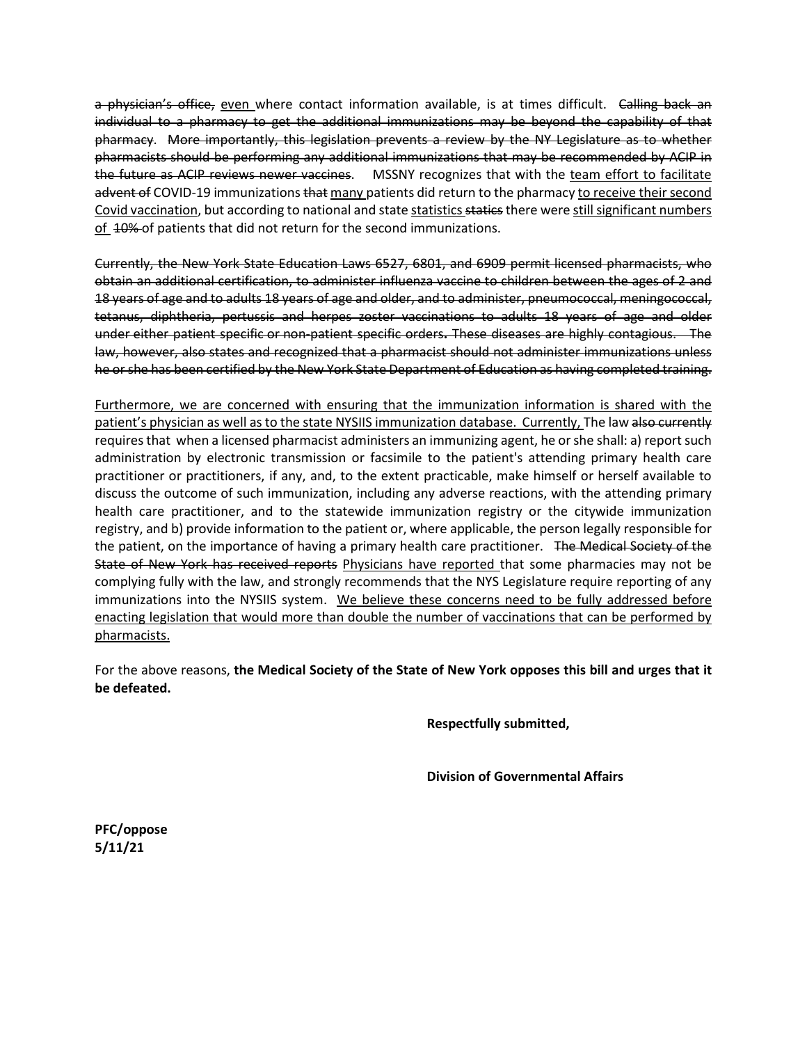~~a physician's office,~~ <u>even</u> where contact information available, is at times difficult. ~~Calling back an individual to a pharmacy to get the additional immunizations may be beyond the capability of that pharmacy.~~ ~~More importantly, this legislation prevents a review by the NY Legislature as to whether pharmacists should be performing any additional immunizations that may be recommended by ACIP in the future as ACIP reviews newer vaccines~~. MSSNY recognizes that with the <u>team effort to facilitate</u> ~~advent of~~ COVID-19 immunizations ~~that~~ <u>many</u> patients did return to the pharmacy <u>to receive their second Covid vaccination</u>, but according to national and state <u>statistics</u> ~~statics~~ there were <u>still significant numbers of</u> ~~10%~~ of patients that did not return for the second immunizations.

~~Currently, the New York State Education Laws 6527, 6801, and 6909 permit licensed pharmacists, who obtain an additional certification, to administer influenza vaccine to children between the ages of 2 and 18 years of age and to adults 18 years of age and older, and to administer, pneumococcal, meningococcal, tetanus, diphtheria, pertussis and herpes zoster vaccinations to adults 18 years of age and older under either patient specific or non-patient specific orders. These diseases are highly contagious. The law, however, also states and recognized that a pharmacist should not administer immunizations unless he or she has been certified by the New York State Department of Education as having completed training.~~

<u>Furthermore, we are concerned with ensuring that the immunization information is shared with the patient's physician as well as to the state NYSIIS immunization database. Currently,</u> The law ~~also currently~~ requires that when a licensed pharmacist administers an immunizing agent, he or she shall: a) report such administration by electronic transmission or facsimile to the patient's attending primary health care practitioner or practitioners, if any, and, to the extent practicable, make himself or herself available to discuss the outcome of such immunization, including any adverse reactions, with the attending primary health care practitioner, and to the statewide immunization registry or the citywide immunization registry, and b) provide information to the patient or, where applicable, the person legally responsible for the patient, on the importance of having a primary health care practitioner. ~~The Medical Society of the State of New York has received reports~~ <u>Physicians have reported</u> that some pharmacies may not be complying fully with the law, and strongly recommends that the NYS Legislature require reporting of any immunizations into the NYSIIS system. <u>We believe these concerns need to be fully addressed before enacting legislation that would more than double the number of vaccinations that can be performed by pharmacists.</u>

For the above reasons, **the Medical Society of the State of New York opposes this bill and urges that it be defeated.**

**Respectfully submitted,**

**Division of Governmental Affairs**

**PFC/oppose**
**5/11/21**